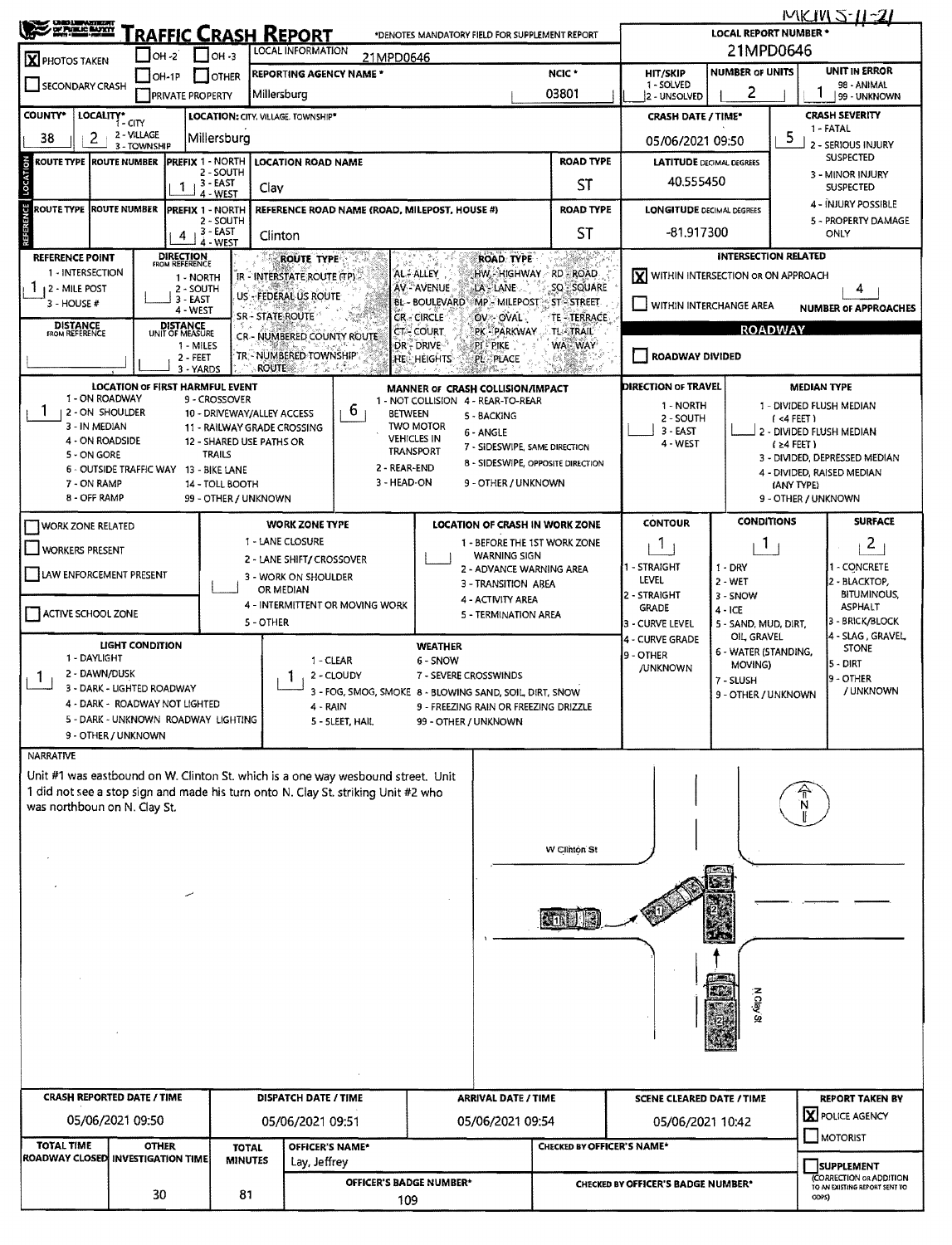MKMS-11-21

# TRAFFIC CRASH REPORT

*DENOTES MANDATORY FIELD FOR SUPPLEMENT REPORT

**LOCAL REPORT NUMBER *** 21MPD0646

| | |
|---|---|
| [X] PHOTOS TAKEN | [ ] OH-2 [ ] OH-3 [ ] OH-1P [ ] OTHER |
| [ ] SECONDARY CRASH | [ ] PRIVATE PROPERTY |
| LOCAL INFORMATION | 21MPD0646 |
| REPORTING AGENCY NAME * | Millersburg |
| NCIC * | 03801 |
| HIT/SKIP (1 - SOLVED, 2 - UNSOLVED) | |
| NUMBER OF UNITS | 2 |
| UNIT IN ERROR (98 - ANIMAL, 99 - UNKNOWN) | 1 |

| | |
|---|---|
| COUNTY* | 38 |
| LOCALITY* (1 - CITY, 2 - VILLAGE, 3 - TOWNSHIP) | 2 |
| LOCATION: CITY, VILLAGE, TOWNSHIP* | Millersburg |
| CRASH DATE / TIME* | 05/06/2021 09:50 |
| CRASH SEVERITY (1 - FATAL, 2 - SERIOUS INJURY SUSPECTED, 3 - MINOR INJURY SUSPECTED, 4 - INJURY POSSIBLE, 5 - PROPERTY DAMAGE ONLY) | 5 |

## Location

| ROUTE TYPE | ROUTE NUMBER | PREFIX (1 - NORTH, 2 - SOUTH, 3 - EAST, 4 - WEST) | LOCATION ROAD NAME | ROAD TYPE | LATITUDE DECIMAL DEGREES |
|---|---|---|---|---|---|
| | | 1 | Clay | ST | 40.555450 |

## Reference

| ROUTE TYPE | ROUTE NUMBER | PREFIX (1 - NORTH, 2 - SOUTH, 3 - EAST, 4 - WEST) | REFERENCE ROAD NAME (ROAD, MILEPOST, HOUSE #) | ROAD TYPE | LONGITUDE DECIMAL DEGREES |
|---|---|---|---|---|---|
| | | 4 | Clinton | ST | -81.917300 |

REFERENCE POINT (1 - INTERSECTION, 2 - MILE POST, 3 - HOUSE #): 1

DIRECTION FROM REFERENCE (1 - NORTH, 2 - SOUTH, 3 - EAST, 4 - WEST):

DISTANCE FROM REFERENCE:

DISTANCE UNIT OF MEASURE (1 - MILES, 2 - FEET, 3 - YARDS):

ROUTE TYPE: IR - INTERSTATE ROUTE (TP), US - FEDERAL US ROUTE, SR - STATE ROUTE, CR - NUMBERED COUNTY ROUTE, TR - NUMBERED TOWNSHIP ROUTE

ROAD TYPE: AL - ALLEY, AV - AVENUE, BL - BOULEVARD, CR - CIRCLE, CT - COURT, DR - DRIVE, HE - HEIGHTS, HW - HIGHWAY, LA - LANE, MP - MILEPOST, OV - OVAL, PK - PARKWAY, PI - PIKE, PL - PLACE, RD - ROAD, SQ - SQUARE, ST - STREET, TE - TERRACE, TL - TRAIL, WA - WAY

### INTERSECTION RELATED

[X] WITHIN INTERSECTION OR ON APPROACH

[ ] WITHIN INTERCHANGE AREA

NUMBER OF APPROACHES: 4

### ROADWAY

[ ] ROADWAY DIVIDED

LOCATION OF FIRST HARMFUL EVENT: 1

1 - ON ROADWAY, 2 - ON SHOULDER, 3 - IN MEDIAN, 4 - ON ROADSIDE, 5 - ON GORE, 6 - OUTSIDE TRAFFIC WAY, 7 - ON RAMP, 8 - OFF RAMP, 9 - CROSSOVER, 10 - DRIVEWAY/ALLEY ACCESS, 11 - RAILWAY GRADE CROSSING, 12 - SHARED USE PATHS OR TRAILS, 13 - BIKE LANE, 14 - TOLL BOOTH, 99 - OTHER / UNKNOWN

MANNER OF CRASH COLLISION/IMPACT: 6

1 - NOT COLLISION BETWEEN TWO MOTOR VEHICLES IN TRANSPORT, 2 - REAR-END, 3 - HEAD-ON, 4 - REAR-TO-REAR, 5 - BACKING, 6 - ANGLE, 7 - SIDESWIPE, SAME DIRECTION, 8 - SIDESWIPE, OPPOSITE DIRECTION, 9 - OTHER / UNKNOWN

DIRECTION OF TRAVEL (1 - NORTH, 2 - SOUTH, 3 - EAST, 4 - WEST):

MEDIAN TYPE: 1 - DIVIDED FLUSH MEDIAN (<4 FEET), 2 - DIVIDED FLUSH MEDIAN (≥4 FEET), 3 - DIVIDED, DEPRESSED MEDIAN, 4 - DIVIDED, RAISED MEDIAN (ANY TYPE), 9 - OTHER / UNKNOWN

[ ] WORK ZONE RELATED

[ ] WORKERS PRESENT

[ ] LAW ENFORCEMENT PRESENT

[ ] ACTIVE SCHOOL ZONE

WORK ZONE TYPE: 1 - LANE CLOSURE, 2 - LANE SHIFT/ CROSSOVER, 3 - WORK ON SHOULDER OR MEDIAN, 4 - INTERMITTENT OR MOVING WORK, 5 - OTHER

LOCATION OF CRASH IN WORK ZONE: 1 - BEFORE THE 1ST WORK ZONE WARNING SIGN, 2 - ADVANCE WARNING AREA, 3 - TRANSITION AREA, 4 - ACTIVITY AREA, 5 - TERMINATION AREA

| CONTOUR | CONDITIONS | SURFACE |
|---|---|---|
| 1 | 1 | 2 |

CONTOUR: 1 - STRAIGHT LEVEL, 2 - STRAIGHT GRADE, 3 - CURVE LEVEL, 4 - CURVE GRADE, 9 - OTHER /UNKNOWN

CONDITIONS: 1 - DRY, 2 - WET, 3 - SNOW, 4 - ICE, 5 - SAND, MUD, DIRT, OIL, GRAVEL, 6 - WATER (STANDING, MOVING), 7 - SLUSH, 9 - OTHER / UNKNOWN

SURFACE: 1 - CONCRETE, 2 - BLACKTOP, BITUMINOUS, ASPHALT, 3 - BRICK/BLOCK, 4 - SLAG, GRAVEL, STONE, 5 - DIRT, 9 - OTHER / UNKNOWN

LIGHT CONDITION: 1

1 - DAYLIGHT, 2 - DAWN/DUSK, 3 - DARK - LIGHTED ROADWAY, 4 - DARK - ROADWAY NOT LIGHTED, 5 - DARK - UNKNOWN ROADWAY LIGHTING, 9 - OTHER / UNKNOWN

WEATHER: 1

1 - CLEAR, 2 - CLOUDY, 3 - FOG, SMOG, SMOKE, 4 - RAIN, 5 - SLEET, HAIL, 6 - SNOW, 7 - SEVERE CROSSWINDS, 8 - BLOWING SAND, SOIL, DIRT, SNOW, 9 - FREEZING RAIN OR FREEZING DRIZZLE, 99 - OTHER / UNKNOWN

## NARRATIVE

Unit #1 was eastbound on W. Clinton St. which is a one way wesbound street. Unit 1 did not see a stop sign and made his turn onto N. Clay St. striking Unit #2 who was northboun on N. Clay St.

W Clinton St

N Clay St

| CRASH REPORTED DATE / TIME | DISPATCH DATE / TIME | ARRIVAL DATE / TIME | SCENE CLEARED DATE / TIME | REPORT TAKEN BY |
|---|---|---|---|---|
| 05/06/2021 09:50 | 05/06/2021 09:51 | 05/06/2021 09:54 | 05/06/2021 10:42 | [X] POLICE AGENCY [ ] MOTORIST |

| TOTAL TIME ROADWAY CLOSED | OTHER INVESTIGATION TIME | TOTAL MINUTES | OFFICER'S NAME* | CHECKED BY OFFICER'S NAME* | |
|---|---|---|---|---|---|
| | 30 | 81 | Lay, Jeffrey | | [ ] SUPPLEMENT (CORRECTION OR ADDITION TO AN EXISTING REPORT SENT TO ODPS) |
| | | | OFFICER'S BADGE NUMBER*: 109 | CHECKED BY OFFICER'S BADGE NUMBER* | |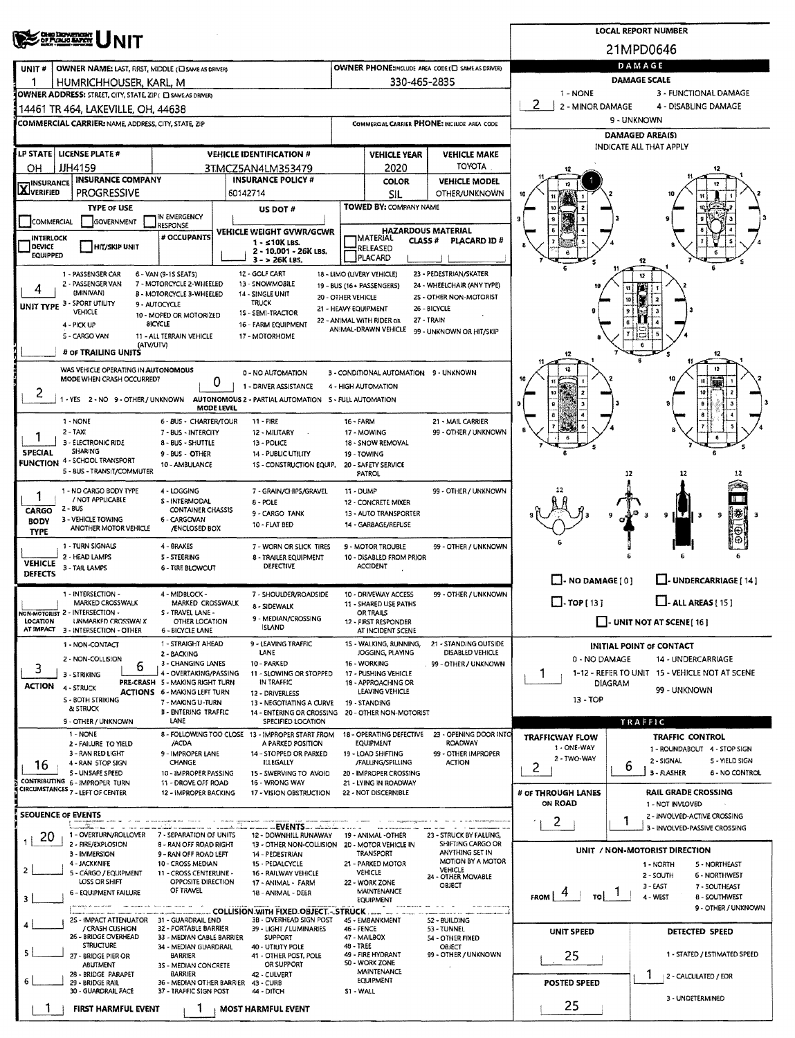# UNIT

**LOCAL REPORT NUMBER:** 21MPD0646

| UNIT # | OWNER NAME: LAST, FIRST, MIDDLE (☐ SAME AS DRIVER) | OWNER PHONE: INCLUDE AREA CODE (☐ SAME AS DRIVER) |
|---|---|---|
| 1 | HUMRICHHOUSER, KARL, M | 330-465-2835 |

**OWNER ADDRESS:** STREET, CITY, STATE, ZIP (☐ SAME AS DRIVER)
14461 TR 464, LAKEVILLE, OH, 44638

**COMMERCIAL CARRIER:** NAME, ADDRESS, CITY, STATE, ZIP

**COMMERCIAL CARRIER PHONE:** INCLUDE AREA CODE

| LP STATE | LICENSE PLATE # | VEHICLE IDENTIFICATION # | VEHICLE YEAR | VEHICLE MAKE |
|---|---|---|---|---|
| OH | JJH4159 | 3TMCZ5AN4LM353479 | 2020 | TOYOTA |

| INSURANCE | INSURANCE COMPANY | INSURANCE POLICY # | COLOR | VEHICLE MODEL |
|---|---|---|---|---|
| X VERIFIED | PROGRESSIVE | 60142714 | SIL | OTHER/UNKNOWN |

**TYPE OF USE:** ☐ COMMERCIAL ☐ GOVERNMENT ☐ IN EMERGENCY RESPONSE

**US DOT #**

**TOWED BY:** COMPANY NAME

☐ INTERLOCK DEVICE EQUIPPED ☐ HIT/SKIP UNIT

**# OCCUPANTS**

**VEHICLE WEIGHT GVWR/GCWR:** 1 - ≤10K LBS. 2 - 10.001 - 26K LBS. 3 - > 26K LBS.

**HAZARDOUS MATERIAL:** ☐ MATERIAL CLASS # RELEASED ☐ PLACARD — PLACARD ID #

**UNIT TYPE:** 4
1 - PASSENGER CAR, 2 - PASSENGER VAN (MINIVAN), 3 - SPORT UTILITY VEHICLE, 4 - PICK UP, 5 - CARGO VAN, 6 - VAN (9-15 SEATS), 7 - MOTORCYCLE 2-WHEELED, 8 - MOTORCYCLE 3-WHEELED, 9 - AUTOCYCLE, 10 - MOPED OR MOTORIZED BICYCLE, 11 - ALL TERRAIN VEHICLE (ATV/UTV), 12 - GOLF CART, 13 - SNOWMOBILE, 14 - SINGLE UNIT TRUCK, 15 - SEMI-TRACTOR, 16 - FARM EQUIPMENT, 17 - MOTORHOME, 18 - LIMO (LIVERY VEHICLE), 19 - BUS (16+ PASSENGERS), 20 - OTHER VEHICLE, 21 - HEAVY EQUIPMENT, 22 - ANIMAL WITH RIDER OR ANIMAL-DRAWN VEHICLE, 23 - PEDESTRIAN/SKATER, 24 - WHEELCHAIR (ANY TYPE), 25 - OTHER NON-MOTORIST, 26 - BICYCLE, 27 - TRAIN, 99 - UNKNOWN OR HIT/SKIP

**# OF TRAILING UNITS**

**WAS VEHICLE OPERATING IN AUTONOMOUS MODE WHEN CRASH OCCURRED?** 2
1 - YES 2 - NO 9 - OTHER / UNKNOWN

**AUTONOMOUS MODE LEVEL:** 0
0 - NO AUTOMATION, 1 - DRIVER ASSISTANCE, 2 - PARTIAL AUTOMATION, 3 - CONDITIONAL AUTOMATION, 4 - HIGH AUTOMATION, 5 - FULL AUTOMATION, 9 - UNKNOWN

**SPECIAL FUNCTION:** 1
1 - NONE, 2 - TAXI, 3 - ELECTRONIC RIDE SHARING, 4 - SCHOOL TRANSPORT, 5 - BUS - TRANSIT/COMMUTER, 6 - BUS - CHARTER/TOUR, 7 - BUS - INTERCITY, 8 - BUS - SHUTTLE, 9 - BUS - OTHER, 10 - AMBULANCE, 11 - FIRE, 12 - MILITARY, 13 - POLICE, 14 - PUBLIC UTILITY, 15 - CONSTRUCTION EQUIP., 16 - FARM, 17 - MOWING, 18 - SNOW REMOVAL, 19 - TOWING, 20 - SAFETY SERVICE PATROL, 21 - MAIL CARRIER, 99 - OTHER / UNKNOWN

**CARGO BODY TYPE:** 1
1 - NO CARGO BODY TYPE / NOT APPLICABLE, 2 - BUS, 3 - VEHICLE TOWING ANOTHER MOTOR VEHICLE, 4 - LOGGING, 5 - INTERMODAL CONTAINER CHASSIS, 6 - CARGOVAN /ENCLOSED BOX, 7 - GRAIN/CHIPS/GRAVEL, 8 - POLE, 9 - CARGO TANK, 10 - FLAT BED, 11 - DUMP, 12 - CONCRETE MIXER, 13 - AUTO TRANSPORTER, 14 - GARBAGE/REFUSE, 99 - OTHER / UNKNOWN

**VEHICLE DEFECTS:**
1 - TURN SIGNALS, 2 - HEAD LAMPS, 3 - TAIL LAMPS, 4 - BRAKES, 5 - STEERING, 6 - TIRE BLOWOUT, 7 - WORN OR SLICK TIRES, 8 - TRAILER EQUIPMENT DEFECTIVE, 9 - MOTOR TROUBLE, 10 - DISABLED FROM PRIOR ACCIDENT, 99 - OTHER / UNKNOWN

**NON-MOTORIST LOCATION AT IMPACT:**
1 - INTERSECTION - MARKED CROSSWALK, 2 - INTERSECTION - UNMARKED CROSSWALK, 3 - INTERSECTION - OTHER, 4 - MIDBLOCK - MARKED CROSSWALK, 5 - TRAVEL LANE - OTHER LOCATION, 6 - BICYCLE LANE, 7 - SHOULDER/ROADSIDE, 8 - SIDEWALK, 9 - MEDIAN/CROSSING ISLAND, 10 - DRIVEWAY ACCESS, 11 - SHARED USE PATHS OR TRAILS, 12 - FIRST RESPONDER AT INCIDENT SCENE, 99 - OTHER / UNKNOWN

**ACTION:** 3
1 - NON-CONTACT, 2 - NON-COLLISION, 3 - STRIKING, 4 - STRUCK, 5 - BOTH STRIKING & STRUCK, 9 - OTHER / UNKNOWN

**PRE-CRASH ACTIONS:** 6
1 - STRAIGHT AHEAD, 2 - BACKING, 3 - CHANGING LANES, 4 - OVERTAKING/PASSING, 5 - MAKING RIGHT TURN, 6 - MAKING LEFT TURN, 7 - MAKING U-TURN, 8 - ENTERING TRAFFIC LANE, 9 - LEAVING TRAFFIC LANE, 10 - PARKED, 11 - SLOWING OR STOPPED IN TRAFFIC, 12 - DRIVERLESS, 13 - NEGOTIATING A CURVE, 14 - ENTERING OR CROSSING SPECIFIED LOCATION, 15 - WALKING, RUNNING, JOGGING, PLAYING, 16 - WORKING, 17 - PUSHING VEHICLE, 18 - APPROACHING OR LEAVING VEHICLE, 19 - STANDING, 20 - OTHER NON-MOTORIST, 21 - STANDING OUTSIDE DISABLED VEHICLE, 99 - OTHER / UNKNOWN

**CONTRIBUTING CIRCUMSTANCES:** 16
1 - NONE, 2 - FAILURE TO YIELD, 3 - RAN RED LIGHT, 4 - RAN STOP SIGN, 5 - UNSAFE SPEED, 6 - IMPROPER TURN, 7 - LEFT OF CENTER, 8 - FOLLOWING TOO CLOSE /ACDA, 9 - IMPROPER LANE CHANGE, 10 - IMPROPER PASSING, 11 - DROVE OFF ROAD, 12 - IMPROPER BACKING, 13 - IMPROPER START FROM A PARKED POSITION, 14 - STOPPED OR PARKED ILLEGALLY, 15 - SWERVING TO AVOID, 16 - WRONG WAY, 17 - VISION OBSTRUCTION, 18 - OPERATING DEFECTIVE EQUIPMENT, 19 - LOAD SHIFTING /FALLING/SPILLING, 20 - IMPROPER CROSSING, 21 - LYING IN ROADWAY, 22 - NOT DISCERNIBLE, 23 - OPENING DOOR INTO ROADWAY, 99 - OTHER IMPROPER ACTION

**SEQUENCE OF EVENTS:** 1: 20, 2: , 3: , 4: , 5: , 6:

**EVENTS:** 1 - OVERTURN/ROLLOVER, 2 - FIRE/EXPLOSION, 3 - IMMERSION, 4 - JACKKNIFE, 5 - CARGO / EQUIPMENT LOSS OR SHIFT, 6 - EQUIPMENT FAILURE, 7 - SEPARATION OF UNITS, 8 - RAN OFF ROAD RIGHT, 9 - RAN OFF ROAD LEFT, 10 - CROSS MEDIAN, 11 - CROSS CENTERLINE - OPPOSITE DIRECTION OF TRAVEL, 12 - DOWNHILL RUNAWAY, 13 - OTHER NON-COLLISION, 14 - PEDESTRIAN, 15 - PEDALCYCLE, 16 - RAILWAY VEHICLE, 17 - ANIMAL - FARM, 18 - ANIMAL - DEER, 19 - ANIMAL -OTHER, 20 - MOTOR VEHICLE IN TRANSPORT, 21 - PARKED MOTOR VEHICLE, 22 - WORK ZONE MAINTENANCE EQUIPMENT, 23 - STRUCK BY FALLING, SHIFTING CARGO OR ANYTHING SET IN MOTION BY A MOTOR VEHICLE, 24 - OTHER MOVABLE OBJECT

**COLLISION WITH FIXED OBJECT - STRUCK:** 25 - IMPACT ATTENUATOR / CRASH CUSHION, 26 - BRIDGE OVERHEAD STRUCTURE, 27 - BRIDGE PIER OR ABUTMENT, 28 - BRIDGE PARAPET, 29 - BRIDGE RAIL, 30 - GUARDRAIL FACE, 31 - GUARDRAIL END, 32 - PORTABLE BARRIER, 33 - MEDIAN CABLE BARRIER, 34 - MEDIAN GUARDRAIL BARRIER, 35 - MEDIAN CONCRETE BARRIER, 36 - MEDIAN OTHER BARRIER, 37 - TRAFFIC SIGN POST, 38 - OVERHEAD SIGN POST, 39 - LIGHT / LUMINARIES SUPPORT, 40 - UTILITY POLE, 41 - OTHER POST, POLE OR SUPPORT, 42 - CULVERT, 43 - CURB, 44 - DITCH, 45 - EMBANKMENT, 46 - FENCE, 47 - MAILBOX, 48 - TREE, 49 - FIRE HYDRANT, 50 - WORK ZONE MAINTENANCE EQUIPMENT, 51 - WALL, 52 - BUILDING, 53 - TUNNEL, 54 - OTHER FIXED OBJECT, 99 - OTHER / UNKNOWN

**FIRST HARMFUL EVENT:** 1 **MOST HARMFUL EVENT:** 1

## DAMAGE

**DAMAGE SCALE:** 2
1 - NONE, 2 - MINOR DAMAGE, 3 - FUNCTIONAL DAMAGE, 4 - DISABLING DAMAGE, 9 - UNKNOWN

**DAMAGED AREA(S)** INDICATE ALL THAT APPLY: 1

☐ - NO DAMAGE [ 0 ] ☐ - UNDERCARRIAGE [ 14 ] ☐ - TOP [ 13 ] ☐ - ALL AREAS [ 15 ] ☐ - UNIT NOT AT SCENE [ 16 ]

**INITIAL POINT OF CONTACT:** 1
0 - NO DAMAGE, 1-12 - REFER TO UNIT DIAGRAM, 13 - TOP, 14 - UNDERCARRIAGE, 15 - VEHICLE NOT AT SCENE, 99 - UNKNOWN

## TRAFFIC

**TRAFFICWAY FLOW:** 2 (1 - ONE-WAY, 2 - TWO-WAY)

**TRAFFIC CONTROL:** 6
1 - ROUNDABOUT, 2 - SIGNAL, 3 - FLASHER, 4 - STOP SIGN, 5 - YIELD SIGN, 6 - NO CONTROL

**# OF THROUGH LANES ON ROAD:** 2

**RAIL GRADE CROSSING:** 1
1 - NOT INVLOVED, 2 - INVOLVED-ACTIVE CROSSING, 3 - INVOLVED-PASSIVE CROSSING

**UNIT / NON-MOTORIST DIRECTION:** FROM 4 TO 1
1 - NORTH, 2 - SOUTH, 3 - EAST, 4 - WEST, 5 - NORTHEAST, 6 - NORTHWEST, 7 - SOUTHEAST, 8 - SOUTHWEST, 9 - OTHER / UNKNOWN

**UNIT SPEED:** 25

**POSTED SPEED:** 25

**DETECTED SPEED:** 1
1 - STATED / ESTIMATED SPEED, 2 - CALCULATED / EDR, 3 - UNDETERMINED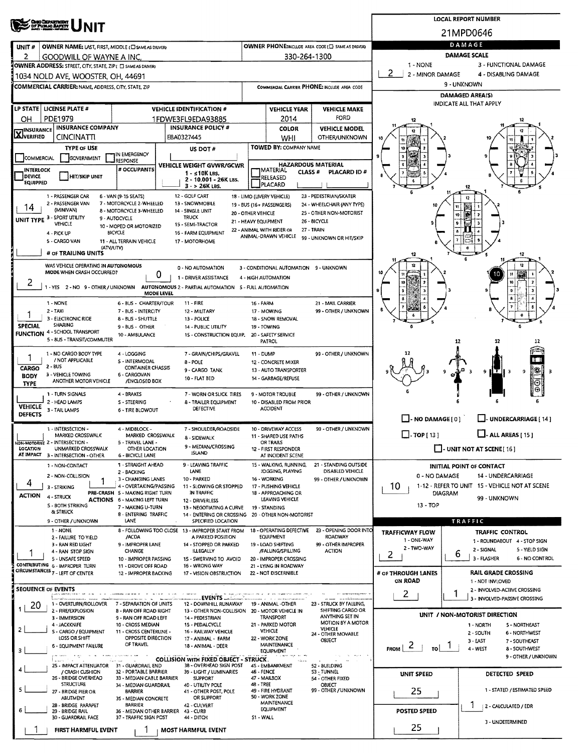# UNIT

**LOCAL REPORT NUMBER:** 21MPD0646

| UNIT # | OWNER NAME: LAST, FIRST, MIDDLE (☐ SAME AS DRIVER) | OWNER PHONE: INCLUDE AREA CODE (☐ SAME AS DRIVER) |
|---|---|---|
| 2 | GOODWILL OF WAYNE A INC, | 330-264-1300 |

**OWNER ADDRESS:** STREET, CITY, STATE, ZIP (☐ SAME AS DRIVER)
1034 NOLD AVE, WOOSTER, OH, 44691

**COMMERCIAL CARRIER:** NAME, ADDRESS, CITY, STATE, ZIP

**COMMERCIAL CARRIER PHONE:** INCLUDE AREA CODE

| LP STATE | LICENSE PLATE # | VEHICLE IDENTIFICATION # | VEHICLE YEAR | VEHICLE MAKE |
|---|---|---|---|---|
| OH | PDE1979 | 1FDWE3FL9EDA93885 | 2014 | FORD |

| INSURANCE | INSURANCE COMPANY | INSURANCE POLICY # | COLOR | VEHICLE MODEL |
|---|---|---|---|---|
| X VERIFIED | CINCINATTI | EBA0327445 | WHI | OTHER/UNKNOWN |

**TYPE OF USE:** ☐ COMMERCIAL ☐ GOVERNMENT ☐ IN EMERGENCY RESPONSE

**US DOT #:**

**TOWED BY:** COMPANY NAME

☐ INTERLOCK DEVICE EQUIPPED ☐ HIT/SKIP UNIT

**# OCCUPANTS:**

**VEHICLE WEIGHT GVWR/GCWR:** 1 - ≤10K LBS. 2 - 10.001 - 26K LBS. 3 - > 26K LBS.

**HAZARDOUS MATERIAL:** ☐ MATERIAL RELEASED ☐ PLACARD — CLASS # — PLACARD ID #

**UNIT TYPE: 14**
1 - PASSENGER CAR, 2 - PASSENGER VAN (MINIVAN), 3 - SPORT UTILITY VEHICLE, 4 - PICK UP, 5 - CARGO VAN, 6 - VAN (9-15 SEATS), 7 - MOTORCYCLE 2-WHEELED, 8 - MOTORCYCLE 3-WHEELED, 9 - AUTOCYCLE, 10 - MOPED OR MOTORIZED BICYCLE, 11 - ALL TERRAIN VEHICLE (ATV/UTV), 12 - GOLF CART, 13 - SNOWMOBILE, 14 - SINGLE UNIT TRUCK, 15 - SEMI-TRACTOR, 16 - FARM EQUIPMENT, 17 - MOTORHOME, 18 - LIMO (LIVERY VEHICLE), 19 - BUS (16+ PASSENGERS), 20 - OTHER VEHICLE, 21 - HEAVY EQUIPMENT, 22 - ANIMAL WITH RIDER OR ANIMAL-DRAWN VEHICLE, 23 - PEDESTRIAN/SKATER, 24 - WHEELCHAIR (ANY TYPE), 25 - OTHER NON-MOTORIST, 26 - BICYCLE, 27 - TRAIN, 99 - UNKNOWN OR HIT/SKIP

**# OF TRAILING UNITS:**

**WAS VEHICLE OPERATING IN AUTONOMOUS MODE WHEN CRASH OCCURRED?** 2
1 - YES 2 - NO 9 - OTHER / UNKNOWN

**AUTONOMOUS MODE LEVEL:** 0
0 - NO AUTOMATION, 1 - DRIVER ASSISTANCE, 2 - PARTIAL AUTOMATION, 3 - CONDITIONAL AUTOMATION, 4 - HIGH AUTOMATION, 5 - FULL AUTOMATION, 9 - UNKNOWN

**SPECIAL FUNCTION: 1**
1 - NONE, 2 - TAXI, 3 - ELECTRONIC RIDE SHARING, 4 - SCHOOL TRANSPORT, 5 - BUS - TRANSIT/COMMUTER, 6 - BUS - CHARTER/TOUR, 7 - BUS - INTERCITY, 8 - BUS - SHUTTLE, 9 - BUS - OTHER, 10 - AMBULANCE, 11 - FIRE, 12 - MILITARY, 13 - POLICE, 14 - PUBLIC UTILITY, 15 - CONSTRUCTION EQUIP., 16 - FARM, 17 - MOWING, 18 - SNOW REMOVAL, 19 - TOWING, 20 - SAFETY SERVICE PATROL, 21 - MAIL CARRIER, 99 - OTHER / UNKNOWN

**CARGO BODY TYPE: 1**
1 - NO CARGO BODY TYPE / NOT APPLICABLE, 2 - BUS, 3 - VEHICLE TOWING ANOTHER MOTOR VEHICLE, 4 - LOGGING, 5 - INTERMODAL CONTAINER CHASSIS, 6 - CARGOVAN /ENCLOSED BOX, 7 - GRAIN/CHIPS/GRAVEL, 8 - POLE, 9 - CARGO TANK, 10 - FLAT BED, 11 - DUMP, 12 - CONCRETE MIXER, 13 - AUTO TRANSPORTER, 14 - GARBAGE/REFUSE, 99 - OTHER / UNKNOWN

**VEHICLE DEFECTS:**
1 - TURN SIGNALS, 2 - HEAD LAMPS, 3 - TAIL LAMPS, 4 - BRAKES, 5 - STEERING, 6 - TIRE BLOWOUT, 7 - WORN OR SLICK TIRES, 8 - TRAILER EQUIPMENT DEFECTIVE, 9 - MOTOR TROUBLE, 10 - DISABLED FROM PRIOR ACCIDENT, 99 - OTHER / UNKNOWN

**NON-MOTORIST LOCATION AT IMPACT:**
1 - INTERSECTION - MARKED CROSSWALK, 2 - INTERSECTION - UNMARKED CROSSWALK, 3 - INTERSECTION - OTHER, 4 - MIDBLOCK - MARKED CROSSWALK, 5 - TRAVEL LANE - OTHER LOCATION, 6 - BICYCLE LANE, 7 - SHOULDER/ROADSIDE, 8 - SIDEWALK, 9 - MEDIAN/CROSSING ISLAND, 10 - DRIVEWAY ACCESS, 11 - SHARED USE PATHS OR TRAILS, 12 - FIRST RESPONDER AT INCIDENT SCENE, 99 - OTHER / UNKNOWN

**ACTION: 4**
1 - NON-CONTACT, 2 - NON-COLLISION, 3 - STRIKING, 4 - STRUCK, 5 - BOTH STRIKING & STRUCK, 9 - OTHER / UNKNOWN

**PRE-CRASH ACTIONS: 1**
1 - STRAIGHT AHEAD, 2 - BACKING, 3 - CHANGING LANES, 4 - OVERTAKING/PASSING, 5 - MAKING RIGHT TURN, 6 - MAKING LEFT TURN, 7 - MAKING U-TURN, 8 - ENTERING TRAFFIC LANE, 9 - LEAVING TRAFFIC LANE, 10 - PARKED, 11 - SLOWING OR STOPPED IN TRAFFIC, 12 - DRIVERLESS, 13 - NEGOTIATING A CURVE, 14 - ENTERING OR CROSSING SPECIFIED LOCATION, 15 - WALKING, RUNNING, JOGGING, PLAYING, 16 - WORKING, 17 - PUSHING VEHICLE, 18 - APPROACHING OR LEAVING VEHICLE, 19 - STANDING, 20 - OTHER NON-MOTORIST, 21 - STANDING OUTSIDE DISABLED VEHICLE, 99 - OTHER / UNKNOWN

**CONTRIBUTING CIRCUMSTANCES: 1**
1 - NONE, 2 - FAILURE TO YIELD, 3 - RAN RED LIGHT, 4 - RAN STOP SIGN, 5 - UNSAFE SPEED, 6 - IMPROPER TURN, 7 - LEFT OF CENTER, 8 - FOLLOWING TOO CLOSE /ACDA, 9 - IMPROPER LANE CHANGE, 10 - IMPROPER PASSING, 11 - DROVE OFF ROAD, 12 - IMPROPER BACKING, 13 - IMPROPER START FROM A PARKED POSITION, 14 - STOPPED OR PARKED ILLEGALLY, 15 - SWERVING TO AVOID, 16 - WRONG WAY, 17 - VISION OBSTRUCTION, 18 - OPERATING DEFECTIVE EQUIPMENT, 19 - LOAD SHIFTING /FALLING/SPILLING, 20 - IMPROPER CROSSING, 21 - LYING IN ROADWAY, 22 - NOT DISCERNIBLE, 23 - OPENING DOOR INTO ROADWAY, 99 - OTHER IMPROPER ACTION

## SEQUENCE OF EVENTS

| | |
|---|---|
| 1 | 20 |
| 2 | |
| 3 | |
| 4 | |
| 5 | |
| 6 | |

**EVENTS:**
1 - OVERTURN/ROLLOVER, 2 - FIRE/EXPLOSION, 3 - IMMERSION, 4 - JACKKNIFE, 5 - CARGO / EQUIPMENT LOSS OR SHIFT, 6 - EQUIPMENT FAILURE, 7 - SEPARATION OF UNITS, 8 - RAN OFF ROAD RIGHT, 9 - RAN OFF ROAD LEFT, 10 - CROSS MEDIAN, 11 - CROSS CENTERLINE - OPPOSITE DIRECTION OF TRAVEL, 12 - DOWNHILL RUNAWAY, 13 - OTHER NON-COLLISION, 14 - PEDESTRIAN, 15 - PEDALCYCLE, 16 - RAILWAY VEHICLE, 17 - ANIMAL - FARM, 18 - ANIMAL - DEER, 19 - ANIMAL -OTHER, 20 - MOTOR VEHICLE IN TRANSPORT, 21 - PARKED MOTOR VEHICLE, 22 - WORK ZONE MAINTENANCE EQUIPMENT, 23 - STRUCK BY FALLING, SHIFTING CARGO OR ANYTHING SET IN MOTION BY A MOTOR VEHICLE, 24 - OTHER MOVABLE OBJECT

**COLLISION WITH FIXED OBJECT - STRUCK:**
25 - IMPACT ATTENUATOR / CRASH CUSHION, 26 - BRIDGE OVERHEAD STRUCTURE, 27 - BRIDGE PIER OR ABUTMENT, 28 - BRIDGE PARAPET, 29 - BRIDGE RAIL, 30 - GUARDRAIL FACE, 31 - GUARDRAIL END, 32 - PORTABLE BARRIER, 33 - MEDIAN CABLE BARRIER, 34 - MEDIAN GUARDRAIL BARRIER, 35 - MEDIAN CONCRETE BARRIER, 36 - MEDIAN OTHER BARRIER, 37 - TRAFFIC SIGN POST, 38 - OVERHEAD SIGN POST, 39 - LIGHT / LUMINARIES SUPPORT, 40 - UTILITY POLE, 41 - OTHER POST, POLE OR SUPPORT, 42 - CULVERT, 43 - CURB, 44 - DITCH, 45 - EMBANKMENT, 46 - FENCE, 47 - MAILBOX, 48 - TREE, 49 - FIRE HYDRANT, 50 - WORK ZONE MAINTENANCE EQUIPMENT, 51 - WALL, 52 - BUILDING, 53 - TUNNEL, 54 - OTHER FIXED OBJECT, 99 - OTHER / UNKNOWN

**FIRST HARMFUL EVENT:** 1 **MOST HARMFUL EVENT:** 1

## DAMAGE

**DAMAGE SCALE:** 2
1 - NONE, 2 - MINOR DAMAGE, 3 - FUNCTIONAL DAMAGE, 4 - DISABLING DAMAGE, 9 - UNKNOWN

**DAMAGED AREA(S)** — INDICATE ALL THAT APPLY: 10

☐ - NO DAMAGE [ 0 ] ☐ - UNDERCARRIAGE [ 14 ] ☐ - TOP [ 13 ] ☐ - ALL AREAS [ 15 ] ☐ - UNIT NOT AT SCENE [ 16 ]

**INITIAL POINT OF CONTACT:** 10
0 - NO DAMAGE, 1-12 - REFER TO UNIT DIAGRAM, 13 - TOP, 14 - UNDERCARRIAGE, 15 - VEHICLE NOT AT SCENE, 99 - UNKNOWN

## TRAFFIC

**TRAFFICWAY FLOW:** 2 (1 - ONE-WAY, 2 - TWO-WAY)

**TRAFFIC CONTROL:** 6
1 - ROUNDABOUT, 2 - SIGNAL, 3 - FLASHER, 4 - STOP SIGN, 5 - YIELD SIGN, 6 - NO CONTROL

**# OF THROUGH LANES ON ROAD:** 2

**RAIL GRADE CROSSING:** 1
1 - NOT INVOLVED, 2 - INVOLVED-ACTIVE CROSSING, 3 - INVOLVED-PASSIVE CROSSING

**UNIT / NON-MOTORIST DIRECTION:** FROM 2 TO 1
1 - NORTH, 2 - SOUTH, 3 - EAST, 4 - WEST, 5 - NORTHEAST, 6 - NORTHWEST, 7 - SOUTHEAST, 8 - SOUTHWEST, 9 - OTHER / UNKNOWN

**UNIT SPEED:** 25

**POSTED SPEED:** 25

**DETECTED SPEED:** 1
1 - STATED / ESTIMATED SPEED, 2 - CALCULATED / EDR, 3 - UNDETERMINED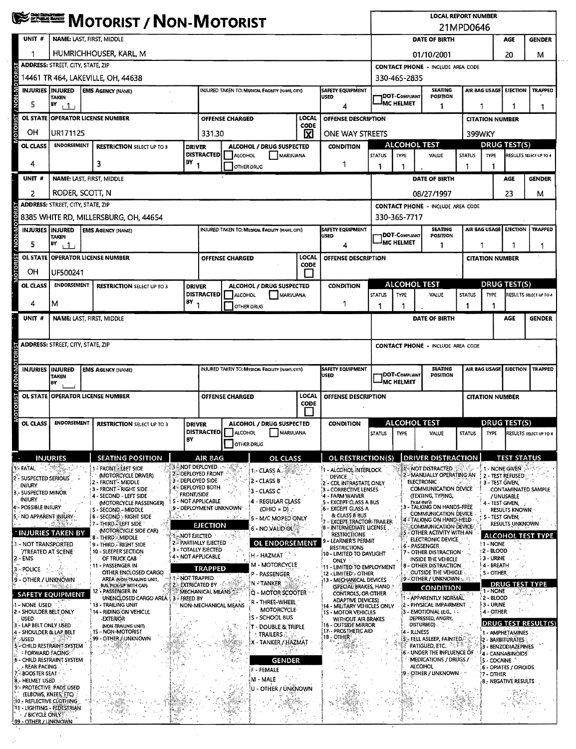# MOTORIST / NON-MOTORIST

**LOCAL REPORT NUMBER:** 21MPD0646

## Unit 1

| UNIT # | NAME: LAST, FIRST, MIDDLE | DATE OF BIRTH | AGE | GENDER |
|---|---|---|---|---|
| 1 | HUMRICHHOUSER, KARL, M | 01/10/2001 | 20 | M |

| ADDRESS: STREET, CITY, STATE, ZIP | CONTACT PHONE - INCLUDE AREA CODE |
|---|---|
| 14461 TR 464, LAKEVILLE, OH, 44638 | 330-465-2835 |

| INJURIES | INJURED TAKEN BY | EMS AGENCY (NAME) | INJURED TAKEN TO: MEDICAL FACILITY (NAME, CITY) | SAFETY EQUIPMENT USED | DOT-COMPLIANT MC HELMET | SEATING POSITION | AIR BAG USAGE | EJECTION | TRAPPED |
|---|---|---|---|---|---|---|---|---|---|
| 5 | 1 | | | 4 | | 1 | 1 | 1 | 1 |

| OL STATE | OPERATOR LICENSE NUMBER | OFFENSE CHARGED | LOCAL CODE | OFFENSE DESCRIPTION | CITATION NUMBER |
|---|---|---|---|---|---|
| OH | UR171125 | 331.30 | X | ONE WAY STREETS | 399WKY |

| OL CLASS | ENDORSEMENT | RESTRICTION SELECT UP TO 3 | DRIVER DISTRACTED BY | ALCOHOL / DRUG SUSPECTED | CONDITION | ALCOHOL TEST STATUS | ALCOHOL TEST TYPE | ALCOHOL TEST VALUE | DRUG TEST STATUS | DRUG TEST TYPE | DRUG TEST RESULTS SELECT UP TO 4 |
|---|---|---|---|---|---|---|---|---|---|---|---|
| 4 | | 3 | 1 | ☐ ALCOHOL ☐ MARIJUANA ☐ OTHER DRUG | 1 | 1 | 1 | . | 1 | 1 | |

## Unit 2

| UNIT # | NAME: LAST, FIRST, MIDDLE | DATE OF BIRTH | AGE | GENDER |
|---|---|---|---|---|
| 2 | RODER, SCOTT, N | 08/27/1997 | 23 | M |

| ADDRESS: STREET, CITY, STATE, ZIP | CONTACT PHONE - INCLUDE AREA CODE |
|---|---|
| 8385 WHITE RD, MILLERSBURG, OH, 44654 | 330-365-7717 |

| INJURIES | INJURED TAKEN BY | EMS AGENCY (NAME) | INJURED TAKEN TO: MEDICAL FACILITY (NAME, CITY) | SAFETY EQUIPMENT USED | DOT-COMPLIANT MC HELMET | SEATING POSITION | AIR BAG USAGE | EJECTION | TRAPPED |
|---|---|---|---|---|---|---|---|---|---|
| 5 | 1 | | | 4 | | 1 | 1 | 1 | 1 |

| OL STATE | OPERATOR LICENSE NUMBER | OFFENSE CHARGED | LOCAL CODE | OFFENSE DESCRIPTION | CITATION NUMBER |
|---|---|---|---|---|---|
| OH | UF500241 | | ☐ | | |

| OL CLASS | ENDORSEMENT | RESTRICTION SELECT UP TO 3 | DRIVER DISTRACTED BY | ALCOHOL / DRUG SUSPECTED | CONDITION | ALCOHOL TEST STATUS | ALCOHOL TEST TYPE | ALCOHOL TEST VALUE | DRUG TEST STATUS | DRUG TEST TYPE | DRUG TEST RESULTS SELECT UP TO 4 |
|---|---|---|---|---|---|---|---|---|---|---|---|
| 4 | M | | 1 | ☐ ALCOHOL ☐ MARIJUANA ☐ OTHER DRUG | 1 | 1 | 1 | . | 1 | 1 | |

## Unit (blank)

| UNIT # | NAME: LAST, FIRST, MIDDLE | DATE OF BIRTH | AGE | GENDER |
|---|---|---|---|---|
| | | | | |

| ADDRESS: STREET, CITY, STATE, ZIP | CONTACT PHONE - INCLUDE AREA CODE |
|---|---|
| | |

| INJURIES | INJURED TAKEN BY | EMS AGENCY (NAME) | INJURED TAKEN TO: MEDICAL FACILITY (NAME, CITY) | SAFETY EQUIPMENT USED | DOT-COMPLIANT MC HELMET | SEATING POSITION | AIR BAG USAGE | EJECTION | TRAPPED |
|---|---|---|---|---|---|---|---|---|---|
| | | | | | | | | | |

| OL STATE | OPERATOR LICENSE NUMBER | OFFENSE CHARGED | LOCAL CODE | OFFENSE DESCRIPTION | CITATION NUMBER |
|---|---|---|---|---|---|
| | | | ☐ | | |

| OL CLASS | ENDORSEMENT | RESTRICTION SELECT UP TO 3 | DRIVER DISTRACTED BY | ALCOHOL / DRUG SUSPECTED | CONDITION | ALCOHOL TEST STATUS | ALCOHOL TEST TYPE | ALCOHOL TEST VALUE | DRUG TEST STATUS | DRUG TEST TYPE | DRUG TEST RESULTS SELECT UP TO 4 |
|---|---|---|---|---|---|---|---|---|---|---|---|
| | | | | ☐ ALCOHOL ☐ MARIJUANA ☐ OTHER DRUG | | | | . | | | |

## Legend

### INJURIES
1 - FATAL
2 - SUSPECTED SERIOUS INJURY
3 - SUSPECTED MINOR INJURY
4 - POSSIBLE INJURY
5 - NO APPARENT INJURY

### INJURIES TAKEN BY
1 - NOT TRANSPORTED /TREATED AT SCENE
2 - EMS
3 - POLICE
9 - OTHER / UNKNOWN

### SAFETY EQUIPMENT
1 - NONE USED
2 - SHOULDER BELT ONLY USED
3 - LAP BELT ONLY USED
4 - SHOULDER & LAP BELT USED
5 - CHILD RESTRAINT SYSTEM - FORWARD FACING
6 - CHILD RESTRAINT SYSTEM - REAR FACING
7 - BOOSTER SEAT
8 - HELMET USED
9 - PROTECTIVE PADS USED (ELBOWS, KNEES, ETC)
10 - REFLECTIVE CLOTHING
11 - LIGHTING - PEDESTRIAN / BICYCLE ONLY
99 - OTHER / UNKNOWN

### SEATING POSITION
1 - FRONT - LEFT SIDE (MOTORCYCLE DRIVER)
2 - FRONT - MIDDLE
3 - FRONT - RIGHT SIDE
4 - SECOND - LEFT SIDE (MOTORCYCLE PASSENGER)
5 - SECOND - MIDDLE
6 - SECOND - RIGHT SIDE
7 - THIRD - LEFT SIDE (MOTORCYCLE SIDE CAR)
8 - THIRD - MIDDLE
9 - THIRD - RIGHT SIDE
10 - SLEEPER SECTION OF TRUCK CAB
11 - PASSENGER IN OTHER ENCLOSED CARGO AREA (NON-TRAILING UNIT, BUS, PICK-UP WITH CAP)
12 - PASSENGER IN UNENCLOSED CARGO AREA
13 - TRAILING UNIT
14 - RIDING ON VEHICLE EXTERIOR (NON-TRAILING UNIT)
15 - NON-MOTORIST
99 - OTHER / UNKNOWN

### AIR BAG
1 - NOT DEPLOYED
2 - DEPLOYED FRONT
3 - DEPLOYED SIDE
4 - DEPLOYED BOTH FRONT/SIDE
5 - NOT APPLICABLE
9 - DEPLOYMENT UNKNOWN

### EJECTION
1 - NOT EJECTED
2 - PARTIALLY EJECTED
3 - TOTALLY EJECTED
4 - NOT APPLICABLE

### TRAPPED
1 - NOT TRAPPED
2 - EXTRICATED BY MECHANICAL MEANS
3 - FREED BY NON-MECHANICAL MEANS

### OL CLASS
1 - CLASS A
2 - CLASS B
3 - CLASS C
4 - REGULAR CLASS (OHIO = D)
5 - M/C MOPED ONLY
6 - NO VALID OL

### OL ENDORSEMENT
H - HAZMAT
M - MOTORCYCLE
P - PASSENGER
N - TANKER
Q - MOTOR SCOOTER
R - THREE-WHEEL MOTORCYCLE
S - SCHOOL BUS
T - DOUBLE & TRIPLE TRAILERS
X - TANKER / HAZMAT

### GENDER
F - FEMALE
M - MALE
U - OTHER / UNKNOWN

### OL RESTRICTION(S)
1 - ALCOHOL INTERLOCK DEVICE
2 - CDL INTRASTATE ONLY
3 - CORRECTIVE LENSES
4 - FARM WAIVER
5 - EXCEPT CLASS A BUS
6 - EXCEPT CLASS A & CLASS B BUS
7 - EXCEPT TRACTOR-TRAILER
8 - INTERMEDIATE LICENSE RESTRICTIONS
9 - LEARNER'S PERMIT RESTRICTIONS
10 - LIMITED TO DAYLIGHT ONLY
11 - LIMITED TO EMPLOYMENT
12 - LIMITED - OTHER
13 - MECHANICAL DEVICES (SPECIAL BRAKES, HAND CONTROLS, OR OTHER ADAPTIVE DEVICES)
14 - MILITARY VEHICLES ONLY
15 - MOTOR VEHICLES WITHOUT AIR BRAKES
16 - OUTSIDE MIRROR
17 - PROSTHETIC AID
18 - OTHER

### DRIVER DISTRACTION
1 - NOT DISTRACTED
2 - MANUALLY OPERATING AN ELECTRONIC COMMUNICATION DEVICE (TEXTING, TYPING, DIALING)
3 - TALKING ON HANDS-FREE COMMUNICATION DEVICE
4 - TALKING ON HAND-HELD COMMUNICATION DEVICE
5 - OTHER ACTIVITY WITH AN ELECTRONIC DEVICE
6 - PASSENGER
7 - OTHER DISTRACTION INSIDE THE VEHICLE
8 - OTHER DISTRACTION OUTSIDE THE VEHICLE
9 - OTHER / UNKNOWN

### CONDITION
1 - APPARENTLY NORMAL
2 - PHYSICAL IMPAIRMENT
3 - EMOTIONAL (E.G., DEPRESSED, ANGRY, DISTURBED)
4 - ILLNESS
5 - FELL ASLEEP, FAINTED, FATIGUED, ETC.
6 - UNDER THE INFLUENCE OF MEDICATIONS / DRUGS / ALCOHOL
9 - OTHER / UNKNOWN

### TEST STATUS
1 - NONE GIVEN
2 - TEST REFUSED
3 - TEST GIVEN, CONTAMINATED SAMPLE / UNUSABLE
4 - TEST GIVEN, RESULTS KNOWN
5 - TEST GIVEN, RESULTS UNKNOWN

### ALCOHOL TEST TYPE
1 - NONE
2 - BLOOD
3 - URINE
4 - BREATH
5 - OTHER

### DRUG TEST TYPE
1 - NONE
2 - BLOOD
3 - URINE
4 - OTHER

### DRUG TEST RESULT(S)
1 - AMPHETAMINES
2 - BARBITURATES
3 - BENZODIAZEPINES
4 - CANNABINOIDS
5 - COCAINE
6 - OPIATES / OPIOIDS
7 - OTHER
8 - NEGATIVE RESULTS